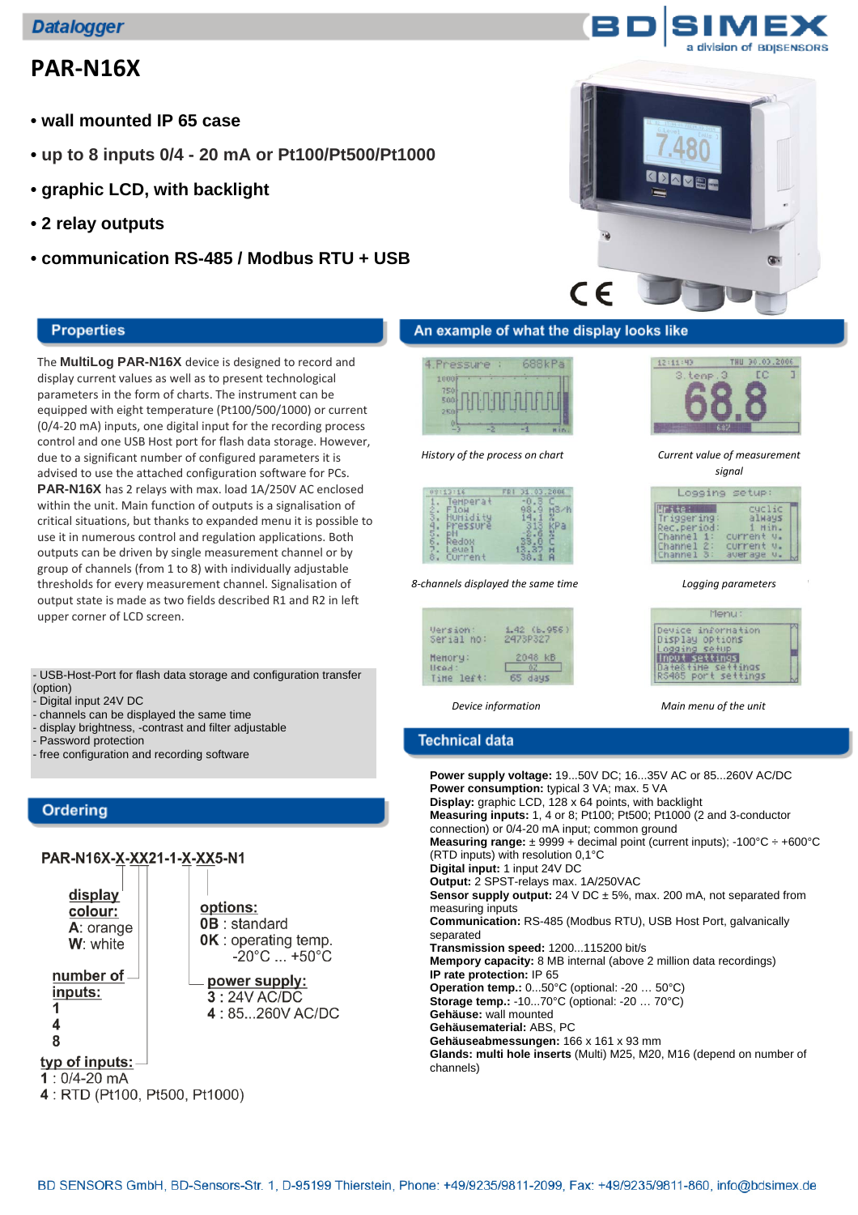Datalogger

# PAR-N16X

- **wall mounted IP 65 case**
- **up to 8 inputs 0/4 - 20 mA or Pt100/Pt500/Pt1000**
- **graphic LCD, with backlight**
- **2 relay outputs**
- **communication RS-485 / Modbus RTU + USB**

## Properties

The **MultiLog PAR-N16X** device is designed to record and display current values as well as to present technological parameters in the form of charts. The instrument can be equipped with eight temperature (Pt100/500/1000) or current (0/4-20 mA) inputs, one digital input for the recording process control and one USB Host port for flash data storage. However, due to a significant number of configured parameters it is advised to use the attached configuration software for PCs. **PAR-N16X** has 2 relays with max. load 1A/250V AC enclosed within the unit. Main function of outputs is a signalisation of critical situations, but thanks to expanded menu it is possible to use it in numerous control and regulation applications. Both outputs can be driven by single measurement channel or by group of channels (from 1 to 8) with individually adjustable thresholds for every measurement channel. Signalisation of output state is made as two fields described R1 and R2 in left upper corner of LCD screen.

- USB-Host-Port for flash data storage and configuration transfer (option)
- Digital input 24V DC
- channels can be displayed the same time
- display brightness, -contrast and filter adjustable
- Password protection
- free configuration and recording software

## An example of what the display looks like

*History of the process on chart*

*Current value of measurement signal*

*8-channels displayed the same time*

*Logging parameters*

*Device information*

*Main menu of the unit*

## Ordering

**PAR-N16X-X-XX21-1-X-XX5-N1**

**display colour:**
- **A**: orange
- **W**: white

**number of inputs:**
- **1**
- **4**
- **8**

**typ of inputs:**
- **1** : 0/4-20 mA
- **4** : RTD (Pt100, Pt500, Pt1000)

**options:**
- **0B** : standard
- **0K** : operating temp. -20°C ... +50°C

**power supply:**
- **3** : 24V AC/DC
- **4** : 85...260V AC/DC

## Technical data

**Power supply voltage:** 19...50V DC; 16...35V AC or 85...260V AC/DC
**Power consumption:** typical 3 VA; max. 5 VA
**Display:** graphic LCD, 128 x 64 points, with backlight
**Measuring inputs:** 1, 4 or 8; Pt100; Pt500; Pt1000 (2 and 3-conductor connection) or 0/4-20 mA input; common ground
**Measuring range:** ± 9999 + decimal point (current inputs); -100°C ÷ +600°C (RTD inputs) with resolution 0,1°C
**Digital input:** 1 input 24V DC
**Output:** 2 SPST-relays max. 1A/250VAC
**Sensor supply output:** 24 V DC ± 5%, max. 200 mA, not separated from measuring inputs
**Communication:** RS-485 (Modbus RTU), USB Host Port, galvanically separated
**Transmission speed:** 1200...115200 bit/s
**Memory capacity:** 8 MB internal (above 2 million data recordings)
**IP rate protection:** IP 65
**Operation temp.:** 0...50°C (optional: -20 … 50°C)
**Storage temp.:** -10...70°C (optional: -20 … 70°C)
**Gehäuse:** wall mounted
**Gehäusematerial:** ABS, PC
**Gehäuseabmessungen:** 166 x 161 x 93 mm
**Glands: multi hole inserts** (Multi) M25, M20, M16 (depend on number of channels)

BD SENSORS GmbH, BD-Sensors-Str. 1, D-95199 Thierstein, Phone: +49/9235/9811-2099, Fax: +49/9235/9811-860, info@bdsimex.de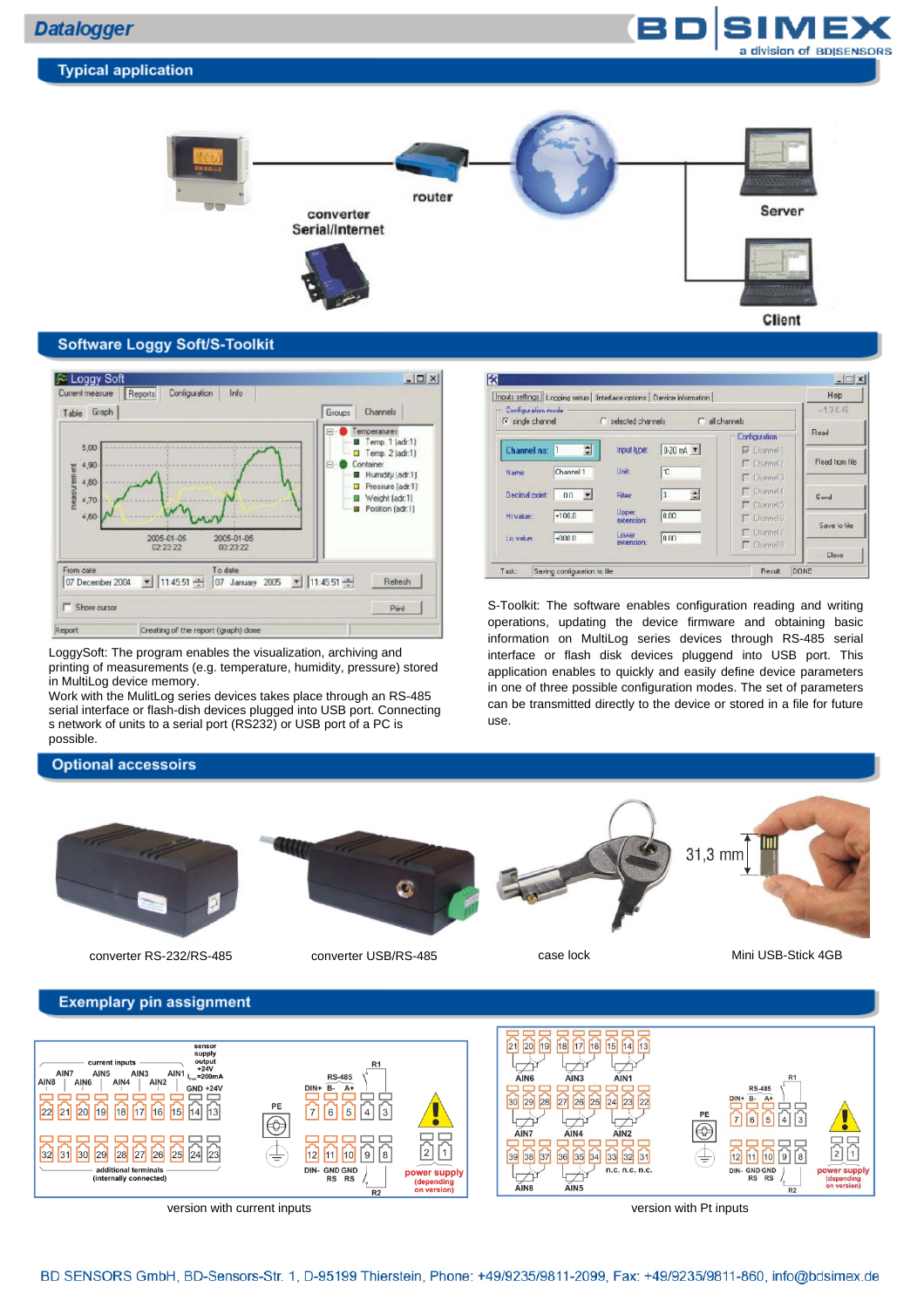## Typical application

converter Serial/Internet

router

Server

Client

## Software Loggy Soft/S-Toolkit

LoggySoft: The program enables the visualization, archiving and printing of measurements (e.g. temperature, humidity, pressure) stored in MultiLog device memory.
Work with the MulitLog series devices takes place through an RS-485 serial interface or flash-dish devices plugged into USB port. Connecting s network of units to a serial port (RS232) or USB port of a PC is possible.

S-Toolkit: The software enables configuration reading and writing operations, updating the device firmware and obtaining basic information on MultiLog series devices through RS-485 serial interface or flash disk devices pluggend into USB port. This application enables to quickly and easily define device parameters in one of three possible configuration modes. The set of parameters can be transmitted directly to the device or stored in a file for future use.

## Optional accessoirs

converter RS-232/RS-485

converter USB/RS-485

case lock

31,3 mm

Mini USB-Stick 4GB

## Exemplary pin assignment

version with current inputs

version with Pt inputs

BD SENSORS GmbH, BD-Sensors-Str. 1, D-95199 Thierstein, Phone: +49/9235/9811-2099, Fax: +49/9235/9811-860, info@bdsimex.de